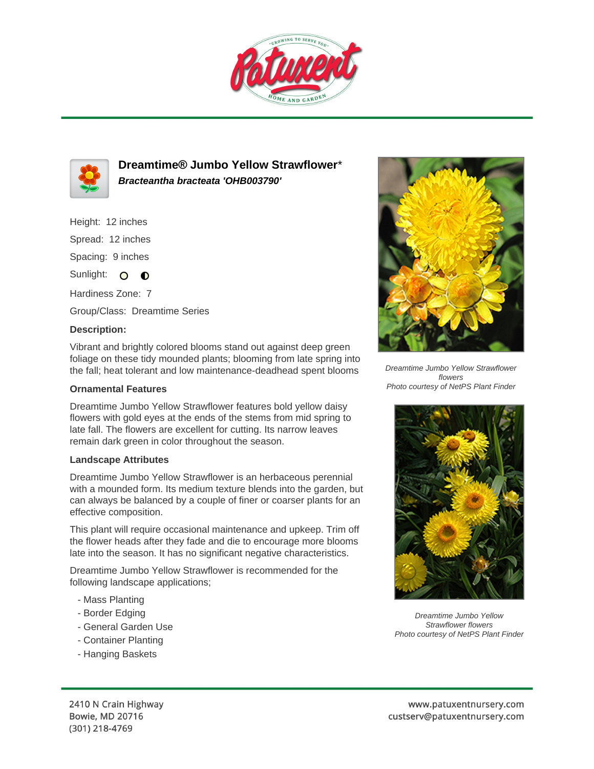# Dreamtime® Jumbo Yellow Strawflower*

***Bracteantha bracteata 'OHB003790'***

Height: 12 inches

Spread: 12 inches

Spacing: 9 inches

Sunlight:

Hardiness Zone: 7

Group/Class: Dreamtime Series

**Description:**

Vibrant and brightly colored blooms stand out against deep green foliage on these tidy mounded plants; blooming from late spring into the fall; heat tolerant and low maintenance-deadhead spent blooms

### Ornamental Features

Dreamtime Jumbo Yellow Strawflower features bold yellow daisy flowers with gold eyes at the ends of the stems from mid spring to late fall. The flowers are excellent for cutting. Its narrow leaves remain dark green in color throughout the season.

### Landscape Attributes

Dreamtime Jumbo Yellow Strawflower is an herbaceous perennial with a mounded form. Its medium texture blends into the garden, but can always be balanced by a couple of finer or coarser plants for an effective composition.

This plant will require occasional maintenance and upkeep. Trim off the flower heads after they fade and die to encourage more blooms late into the season. It has no significant negative characteristics.

Dreamtime Jumbo Yellow Strawflower is recommended for the following landscape applications;

- Mass Planting
- Border Edging
- General Garden Use
- Container Planting
- Hanging Baskets

*Dreamtime Jumbo Yellow Strawflower flowers*
*Photo courtesy of NetPS Plant Finder*

*Dreamtime Jumbo Yellow Strawflower flowers*
*Photo courtesy of NetPS Plant Finder*

2410 N Crain Highway
Bowie, MD 20716
(301) 218-4769

www.patuxentnursery.com
custserv@patuxentnursery.com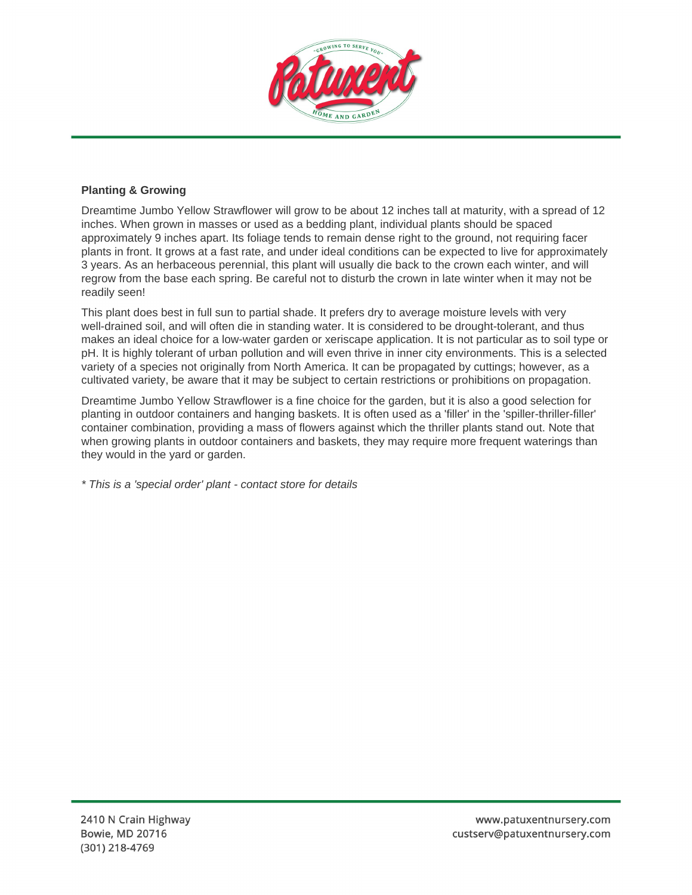**Planting & Growing**

Dreamtime Jumbo Yellow Strawflower will grow to be about 12 inches tall at maturity, with a spread of 12 inches. When grown in masses or used as a bedding plant, individual plants should be spaced approximately 9 inches apart. Its foliage tends to remain dense right to the ground, not requiring facer plants in front. It grows at a fast rate, and under ideal conditions can be expected to live for approximately 3 years. As an herbaceous perennial, this plant will usually die back to the crown each winter, and will regrow from the base each spring. Be careful not to disturb the crown in late winter when it may not be readily seen!

This plant does best in full sun to partial shade. It prefers dry to average moisture levels with very well-drained soil, and will often die in standing water. It is considered to be drought-tolerant, and thus makes an ideal choice for a low-water garden or xeriscape application. It is not particular as to soil type or pH. It is highly tolerant of urban pollution and will even thrive in inner city environments. This is a selected variety of a species not originally from North America. It can be propagated by cuttings; however, as a cultivated variety, be aware that it may be subject to certain restrictions or prohibitions on propagation.

Dreamtime Jumbo Yellow Strawflower is a fine choice for the garden, but it is also a good selection for planting in outdoor containers and hanging baskets. It is often used as a 'filler' in the 'spiller-thriller-filler' container combination, providing a mass of flowers against which the thriller plants stand out. Note that when growing plants in outdoor containers and baskets, they may require more frequent waterings than they would in the yard or garden.

*\* This is a 'special order' plant - contact store for details*